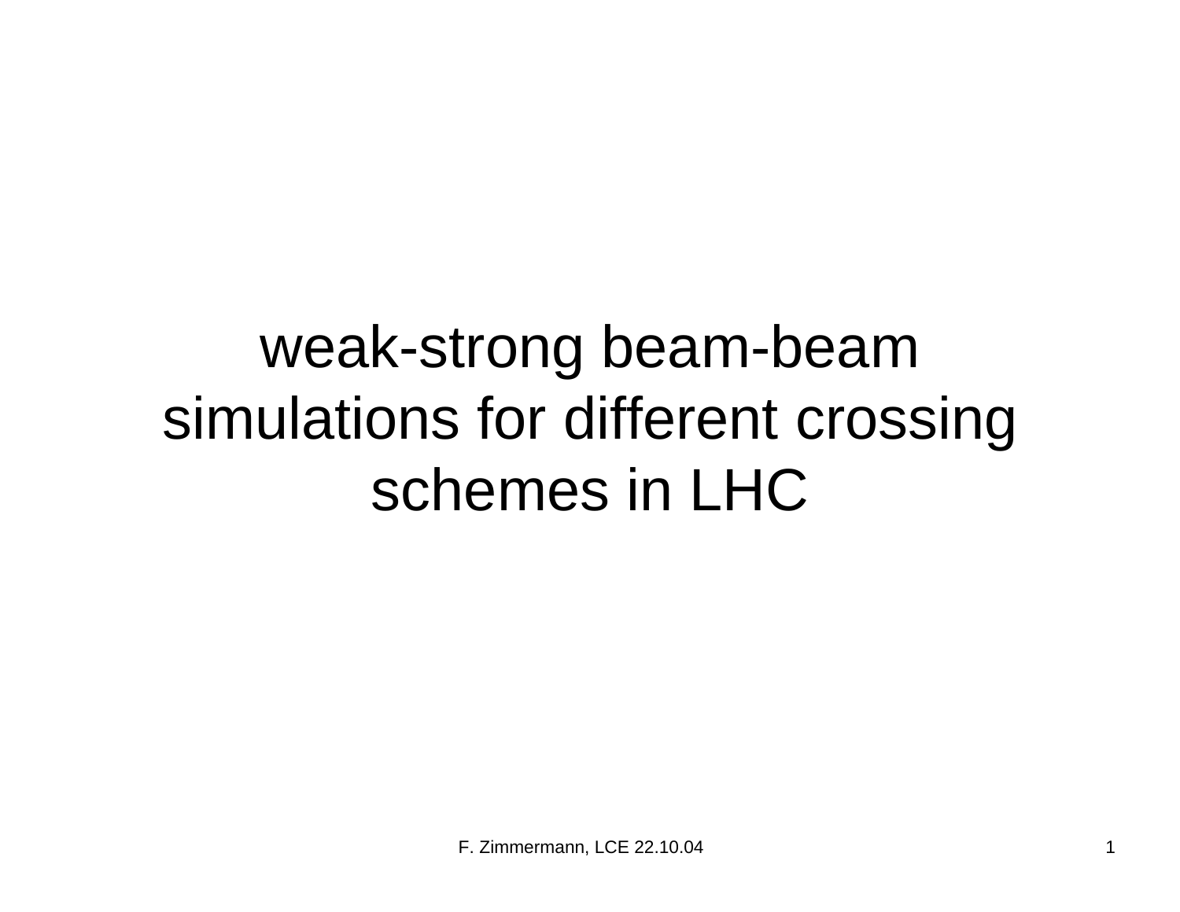# weak-strong beam-beam simulations for different crossing schemes in LHC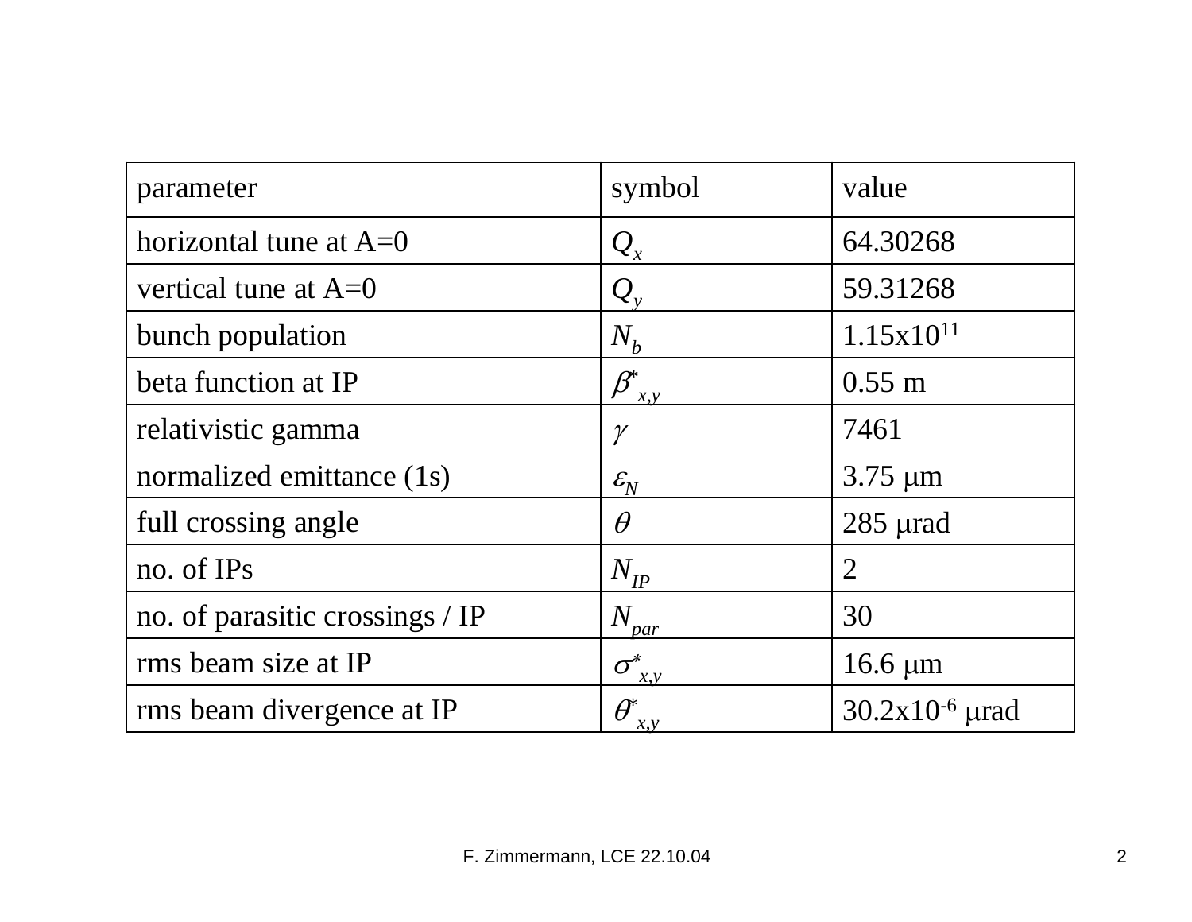| parameter | symbol | value |
| --- | --- | --- |
| horizontal tune at A=0 | $Q_x$ | 64.30268 |
| vertical tune at A=0 | $Q_y$ | 59.31268 |
| bunch population | $N_b$ | 1.15x10[11] |
| beta function at IP | $\beta^*_{x,y}$ | 0.55 m |
| relativistic gamma | $\gamma$ | 7461 |
| normalized emittance (1s) | $\varepsilon_N$ | 3.75 μm |
| full crossing angle | $\theta$ | 285 μrad |
| no. of IPs | $N_{IP}$ | 2 |
| no. of parasitic crossings / IP | $N_{par}$ | 30 |
| rms beam size at IP | $\sigma^*_{x,y}$ | 16.6 μm |
| rms beam divergence at IP | $\theta^*_{x,y}$ | 30.2x10$^{-6}$ μrad |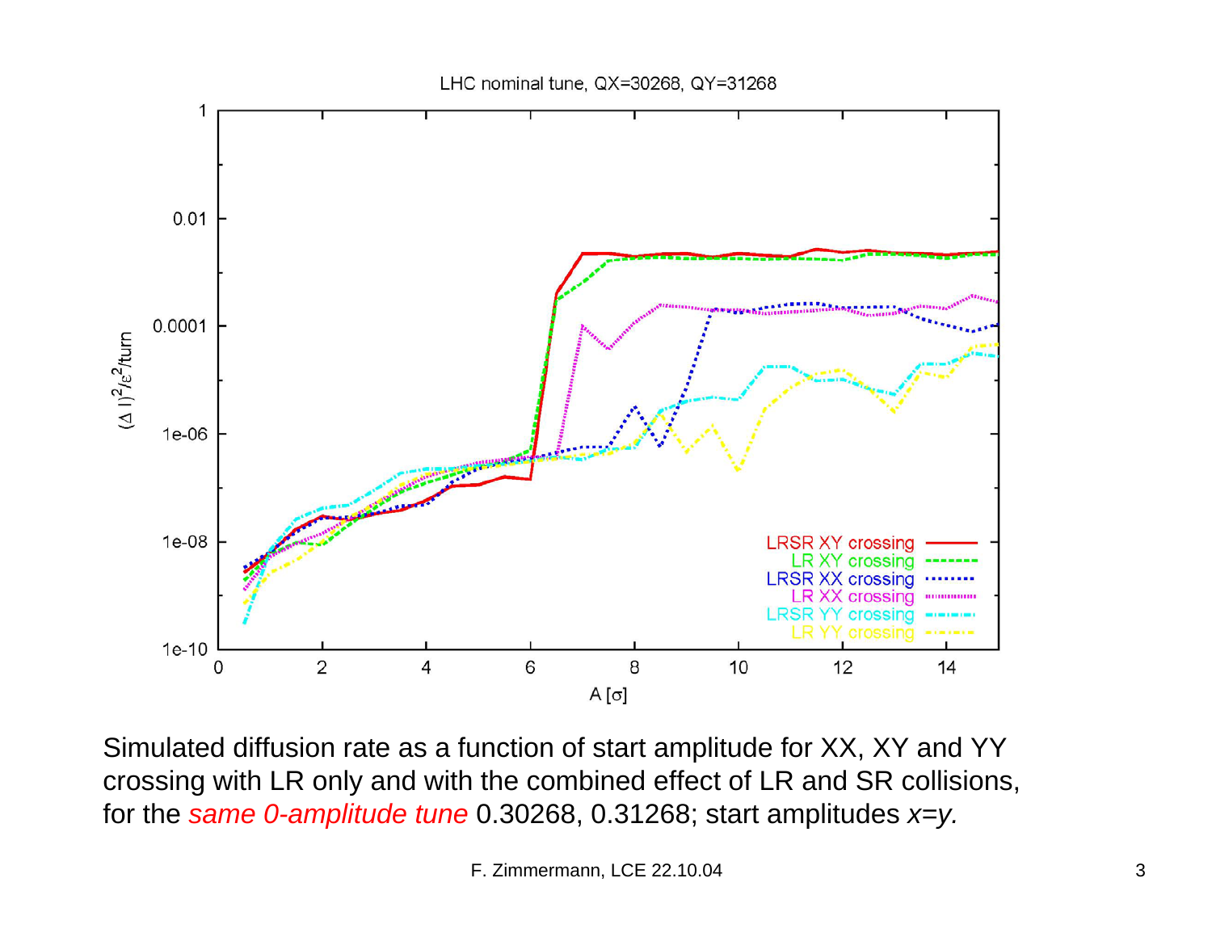LHC nominal tune, QX=30268, QY=31268

$(\Delta I)^2/\varepsilon^2$/turn

1

0.01

0.0001

1e-06

1e-08

1e-10

0 2 4 6 8 10 12 14

A [σ]

LRSR XY crossing

LR XY crossing

LRSR XX crossing

LR XX crossing

LRSR YY crossing

LR YY crossing

Simulated diffusion rate as a function of start amplitude for XX, XY and YY crossing with LR only and with the combined effect of LR and SR collisions, for the *same 0-amplitude tune* 0.30268, 0.31268; start amplitudes *x=y.*

F. Zimmermann, LCE 22.10.04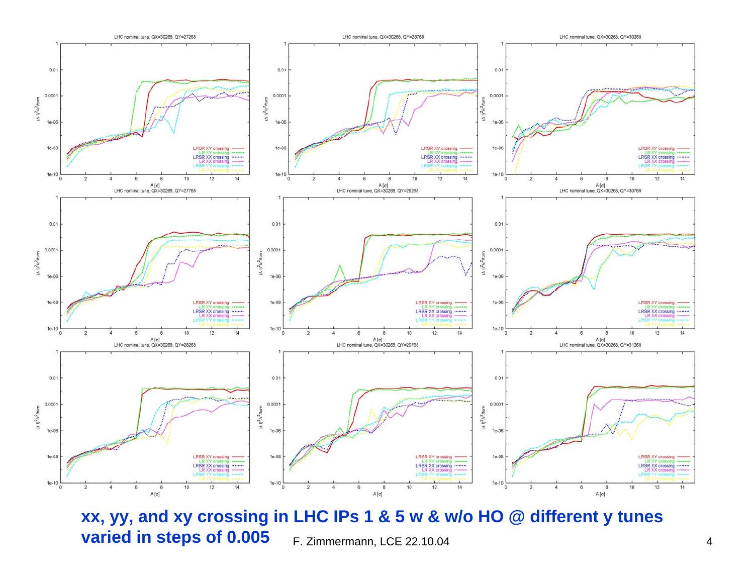LHC nominal tune, QX=30268, QY=27268

LHC nominal tune, QX=30268, QY=28768

LHC nominal tune, QX=30268, QY=30268

LHC nominal tune, QX=30268, QY=27768

LHC nominal tune, QX=30268, QY=29268

LHC nominal tune, QX=30268, QY=30768

LHC nominal tune, QX=30268, QY=28268

LHC nominal tune, QX=30268, QY=29768

LHC nominal tune, QX=30268, QY=31268

$(\Delta I)^2/\varepsilon^2$/turn

A [σ]

LRSR XY crossing

LR XY crossing

LRSR XX crossing

LR XX crossing

LRSR YY crossing

LR YY crossing

**xx, yy, and xy crossing in LHC IPs 1 & 5 w & w/o HO @ different y tunes varied in steps of 0.005**

F. Zimmermann, LCE 22.10.04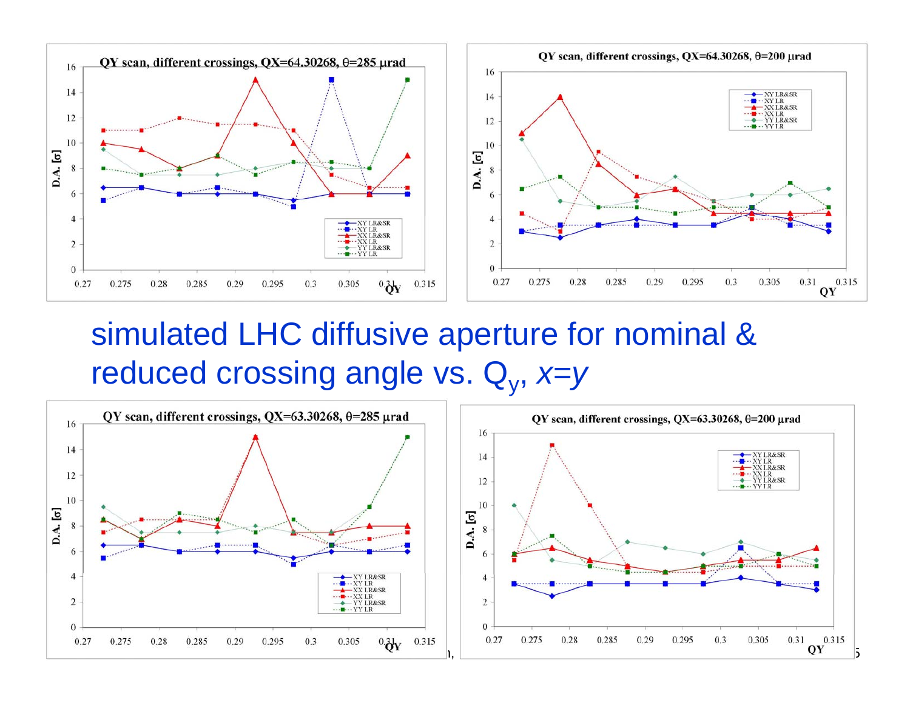QY scan, different crossings, QX=64.30268, θ=285 μrad

D.A. [σ]

0
2
4
6
8
10
12
14
16

0.27 0.275 0.28 0.285 0.29 0.295 0.3 0.305 0.31 0.315

QY

XY LR&SR
XY LR
XX LR&SR
XX LR
YY LR&SR
YY LR

QY scan, different crossings, QX=64.30268, θ=200 μrad

D.A. [σ]

0
2
4
6
8
10
12
14
16

0.27 0.275 0.28 0.285 0.29 0.295 0.3 0.305 0.31 0.315

QY

XY LR&SR
XY LR
XX LR&SR
XX LR
YY LR&SR
YY LR

simulated LHC diffusive aperture for nominal & reduced crossing angle vs. $Q_y$, $x=y$

QY scan, different crossings, QX=63.30268, θ=285 μrad

D.A. [σ]

0
2
4
6
8
10
12
14
16

0.27 0.275 0.28 0.285 0.29 0.295 0.3 0.305 0.31 0.315

QY

XY LR&SR
XY LR
XX LR&SR
XX LR
YY LR&SR
YY LR

QY scan, different crossings, QX=63.30268, θ=200 μrad

D.A. [σ]

0
2
4
6
8
10
12
14
16

0.27 0.275 0.28 0.285 0.29 0.295 0.3 0.305 0.31 0.315

QY

XY LR&SR
XY LR
XX LR&SR
XX LR
YY LR&SR
YY LR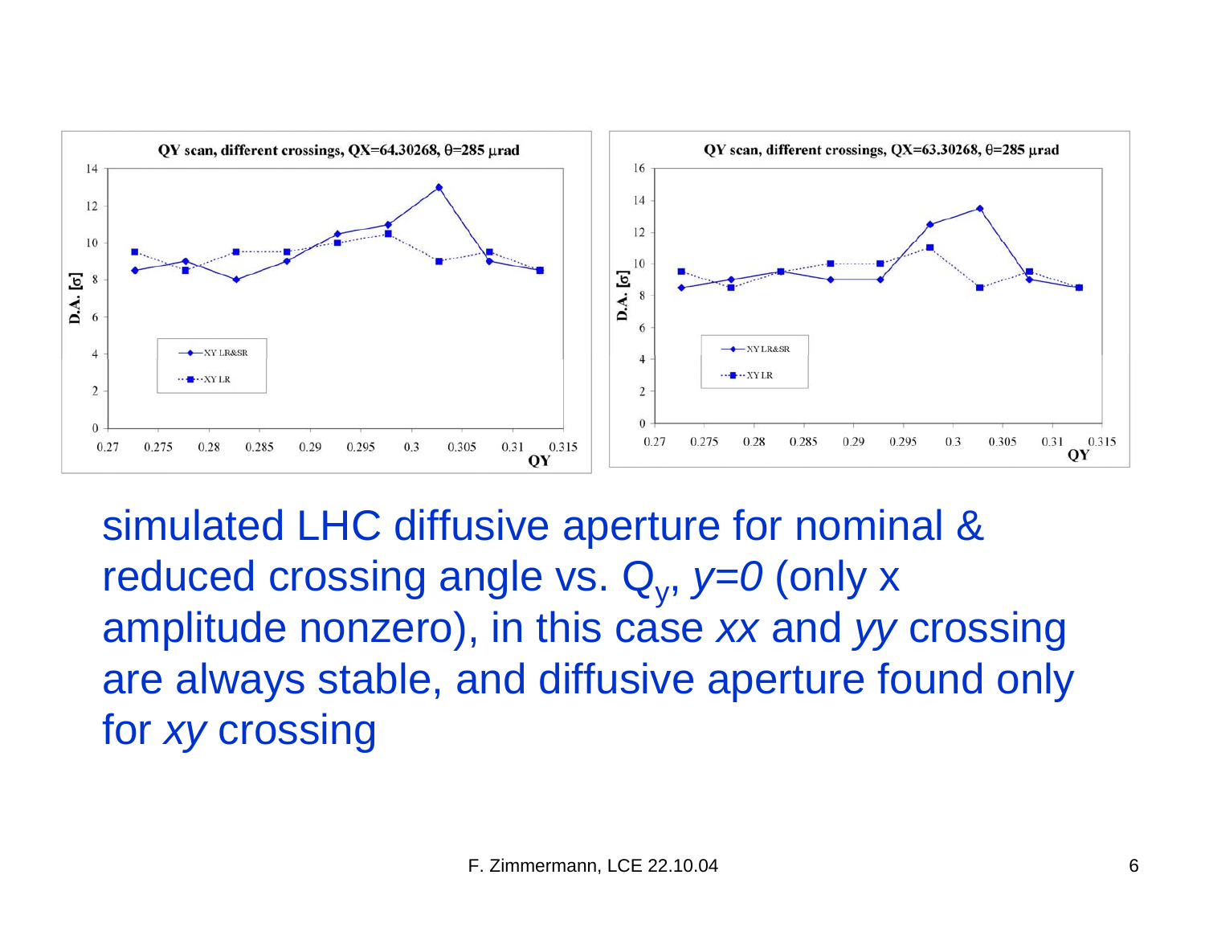QY scan, different crossings, QX=64.30268, θ=285 μrad

D.A. [σ]

14
12
10
8
6
4
2
0

0.27 0.275 0.28 0.285 0.29 0.295 0.3 0.305 0.31 0.315

QY

XY LR&SR

XY LR

QY scan, different crossings, QX=63.30268, θ=285 μrad

D.A. [σ]

16
14
12
10
8
6
4
2
0

0.27 0.275 0.28 0.285 0.29 0.295 0.3 0.305 0.31 0.315

QY

XY LR&SR

XY LR

simulated LHC diffusive aperture for nominal & reduced crossing angle vs. $Q_y$, $y=0$ (only x amplitude nonzero), in this case *xx* and *yy* crossing are always stable, and diffusive aperture found only for *xy* crossing

F. Zimmermann, LCE 22.10.04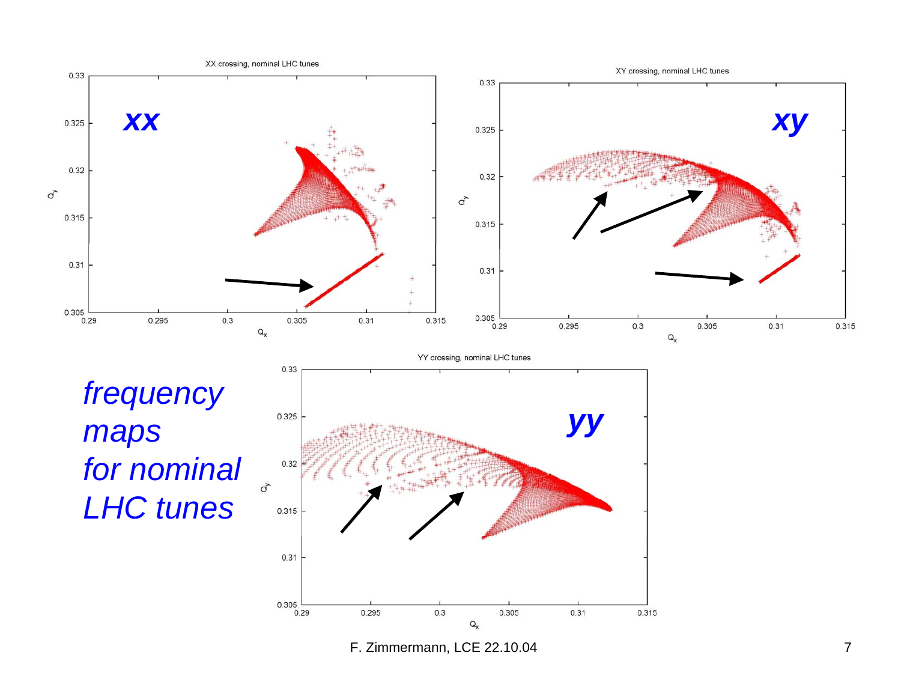XX crossing, nominal LHC tunes

*xx*

0.33
0.325
0.32
0.315
0.31
0.305

$Q_y$

0.29
0.295
0.3
0.305
0.31
0.315

$Q_x$

XY crossing, nominal LHC tunes

*xy*

0.33
0.325
0.32
0.315
0.31
0.305

$Q_y$

0.29
0.295
0.3
0.305
0.31
0.315

$Q_x$

YY crossing, nominal LHC tunes

*yy*

0.33
0.325
0.32
0.315
0.31
0.305

$Q_y$

0.29
0.295
0.3
0.305
0.31
0.315

$Q_x$

*frequency maps for nominal LHC tunes*

F. Zimmermann, LCE 22.10.04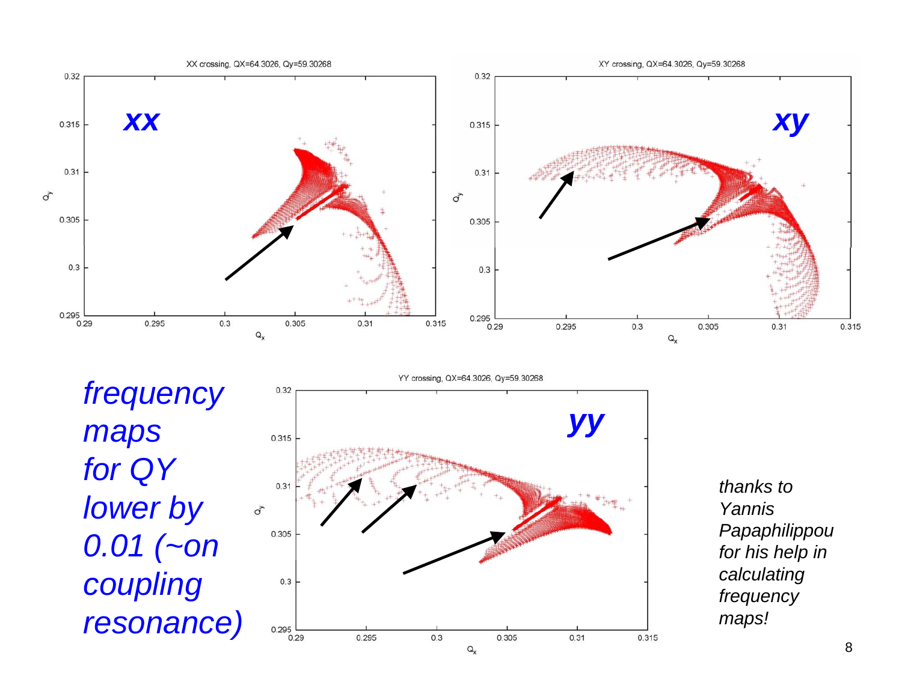XX crossing, QX=64.3026, Qy=59.30268

*xx*

0.32
0.315
0.31
0.305
0.3
0.295
0.29
0.295
0.3
0.305
0.31
0.315

$Q_y$

$Q_x$

XY crossing, QX=64.3026, Qy=59.30268

*xy*

0.32
0.315
0.31
0.305
0.3
0.295
0.29
0.295
0.3
0.305
0.31
0.315

$Q_y$

$Q_x$

*frequency maps for QY lower by 0.01 (~on coupling resonance)*

YY crossing, QX=64.3026, Qy=59.30268

*yy*

0.32
0.315
0.31
0.305
0.3
0.295
0.29
0.295
0.3
0.305
0.31
0.315

$Q_y$

$Q_x$

*thanks to Yannis Papaphilippou for his help in calculating frequency maps!*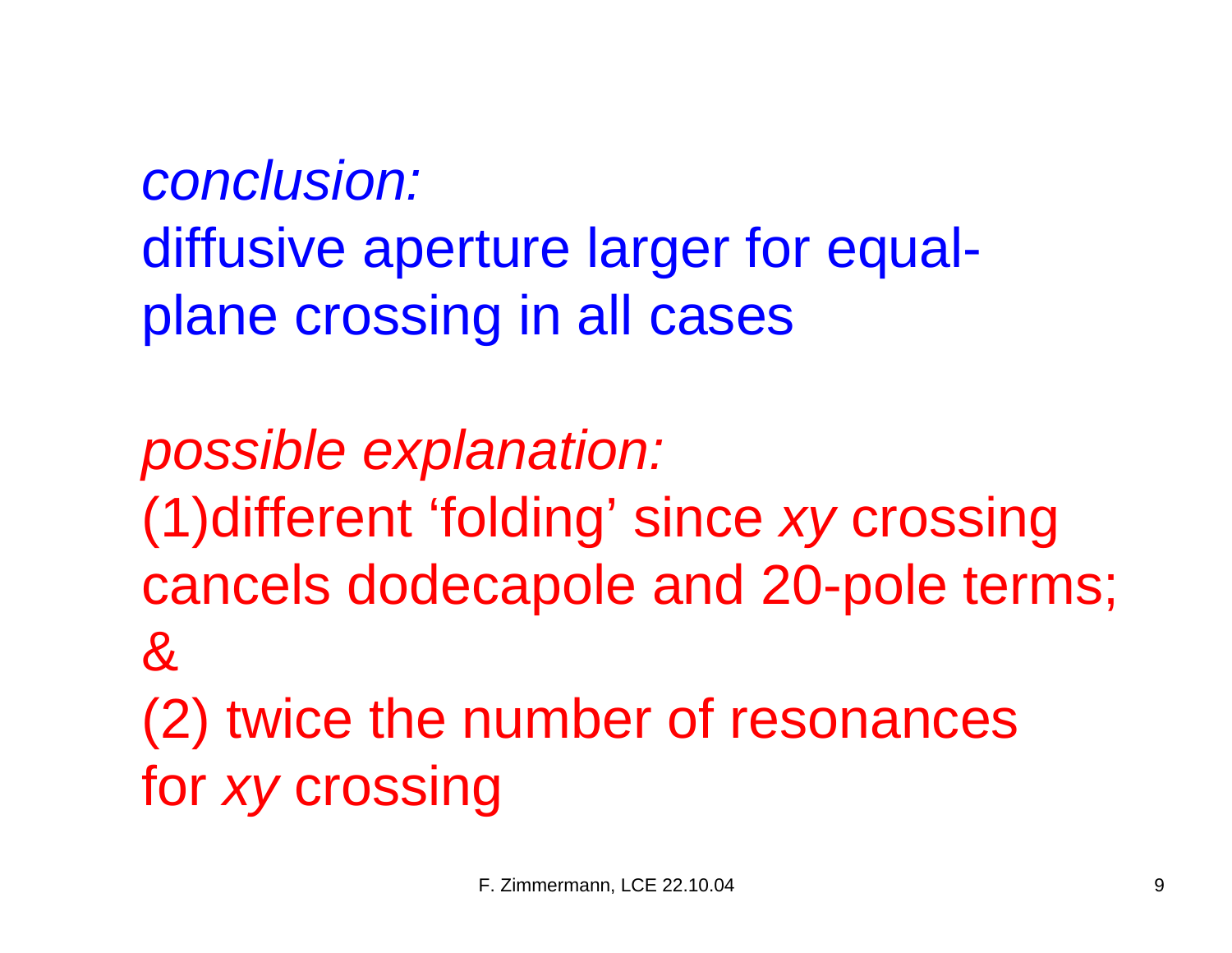*conclusion:*
diffusive aperture larger for equal-plane crossing in all cases

*possible explanation:*
(1)different 'folding' since *xy* crossing cancels dodecapole and 20-pole terms;
&
(2) twice the number of resonances for *xy* crossing